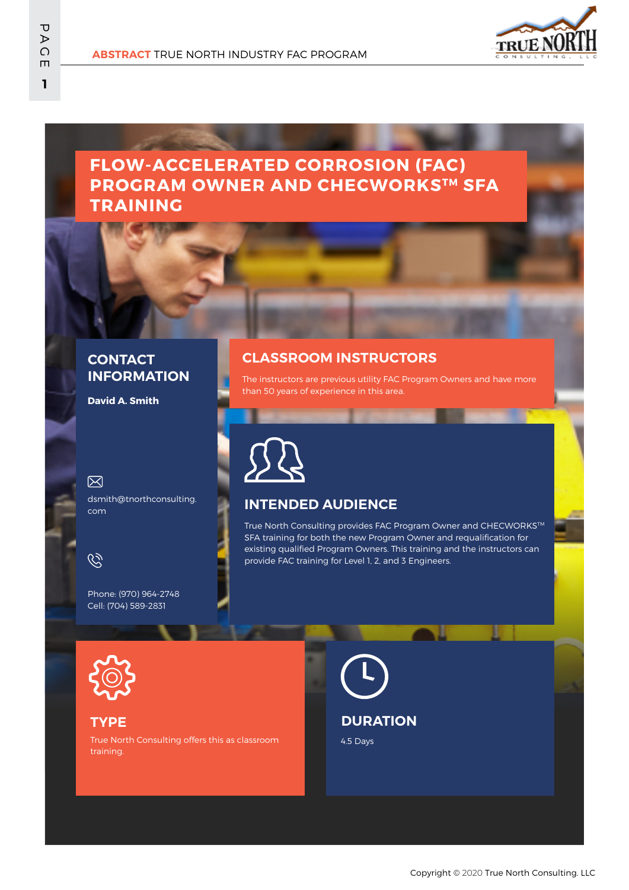# FLOW-ACCELERATED CORROSION (FAC) PROGRAM OWNER AND CHECWORKS™ SFA TRAINING

## CONTACT INFORMATION

**David A. Smith**

dsmith@tnorthconsulting.com

Phone: (970) 964-2748
Cell: (704) 589-2831

## CLASSROOM INSTRUCTORS

The instructors are previous utility FAC Program Owners and have more than 50 years of experience in this area.

## INTENDED AUDIENCE

True North Consulting provides FAC Program Owner and CHECWORKS™ SFA training for both the new Program Owner and requalification for existing qualified Program Owners. This training and the instructors can provide FAC training for Level 1, 2, and 3 Engineers.

## TYPE

True North Consulting offers this as classroom training.

## DURATION

4.5 Days

Copyright © 2020 True North Consulting. LLC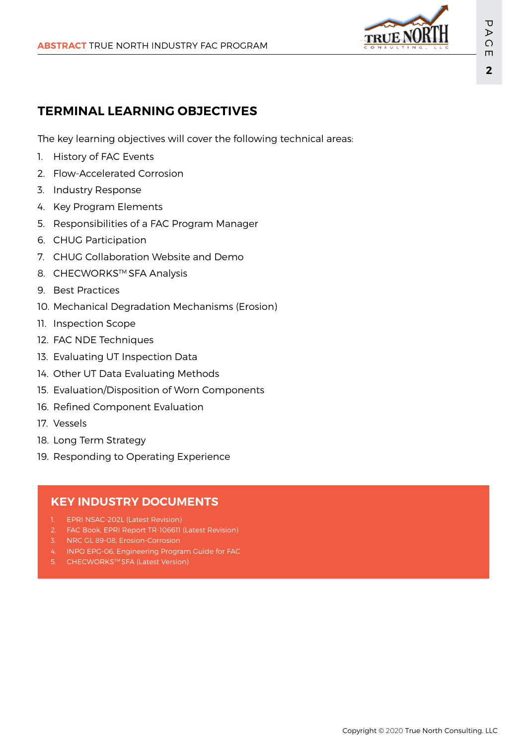## TERMINAL LEARNING OBJECTIVES

The key learning objectives will cover the following technical areas:

1. History of FAC Events
2. Flow-Accelerated Corrosion
3. Industry Response
4. Key Program Elements
5. Responsibilities of a FAC Program Manager
6. CHUG Participation
7. CHUG Collaboration Website and Demo
8. CHECWORKS™ SFA Analysis
9. Best Practices
10. Mechanical Degradation Mechanisms (Erosion)
11. Inspection Scope
12. FAC NDE Techniques
13. Evaluating UT Inspection Data
14. Other UT Data Evaluating Methods
15. Evaluation/Disposition of Worn Components
16. Refined Component Evaluation
17. Vessels
18. Long Term Strategy
19. Responding to Operating Experience

## KEY INDUSTRY DOCUMENTS

1. EPRI NSAC-202L (Latest Revision)
2. FAC Book, EPRI Report TR-106611 (Latest Revision)
3. NRC GL 89-08, Erosion-Corrosion
4. INPO EPG-06, Engineering Program Guide for FAC
5. CHECWORKS™ SFA (Latest Version)

Copyright © 2020 True North Consulting, LLC